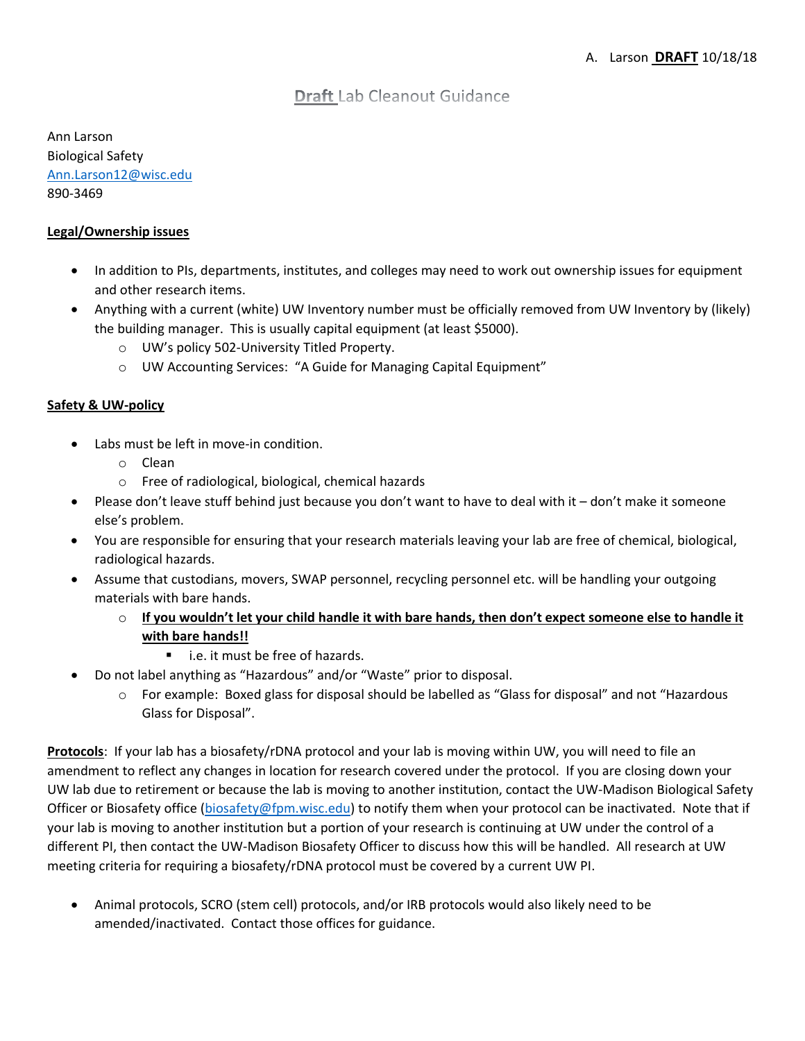A. Larson **DRAFT** 10/18/18

# Draft Lab Cleanout Guidance

Ann Larson
Biological Safety
Ann.Larson12@wisc.edu
890-3469

**Legal/Ownership issues**

- In addition to PIs, departments, institutes, and colleges may need to work out ownership issues for equipment and other research items.
- Anything with a current (white) UW Inventory number must be officially removed from UW Inventory by (likely) the building manager. This is usually capital equipment (at least $5000).
  - UW's policy 502-University Titled Property.
  - UW Accounting Services: "A Guide for Managing Capital Equipment"

**Safety & UW-policy**

- Labs must be left in move-in condition.
  - Clean
  - Free of radiological, biological, chemical hazards
- Please don't leave stuff behind just because you don't want to have to deal with it – don't make it someone else's problem.
- You are responsible for ensuring that your research materials leaving your lab are free of chemical, biological, radiological hazards.
- Assume that custodians, movers, SWAP personnel, recycling personnel etc. will be handling your outgoing materials with bare hands.
  - **If you wouldn't let your child handle it with bare hands, then don't expect someone else to handle it with bare hands!!**
    - i.e. it must be free of hazards.
- Do not label anything as "Hazardous" and/or "Waste" prior to disposal.
  - For example: Boxed glass for disposal should be labelled as "Glass for disposal" and not "Hazardous Glass for Disposal".

**Protocols**: If your lab has a biosafety/rDNA protocol and your lab is moving within UW, you will need to file an amendment to reflect any changes in location for research covered under the protocol. If you are closing down your UW lab due to retirement or because the lab is moving to another institution, contact the UW-Madison Biological Safety Officer or Biosafety office (biosafety@fpm.wisc.edu) to notify them when your protocol can be inactivated. Note that if your lab is moving to another institution but a portion of your research is continuing at UW under the control of a different PI, then contact the UW-Madison Biosafety Officer to discuss how this will be handled. All research at UW meeting criteria for requiring a biosafety/rDNA protocol must be covered by a current UW PI.

- Animal protocols, SCRO (stem cell) protocols, and/or IRB protocols would also likely need to be amended/inactivated. Contact those offices for guidance.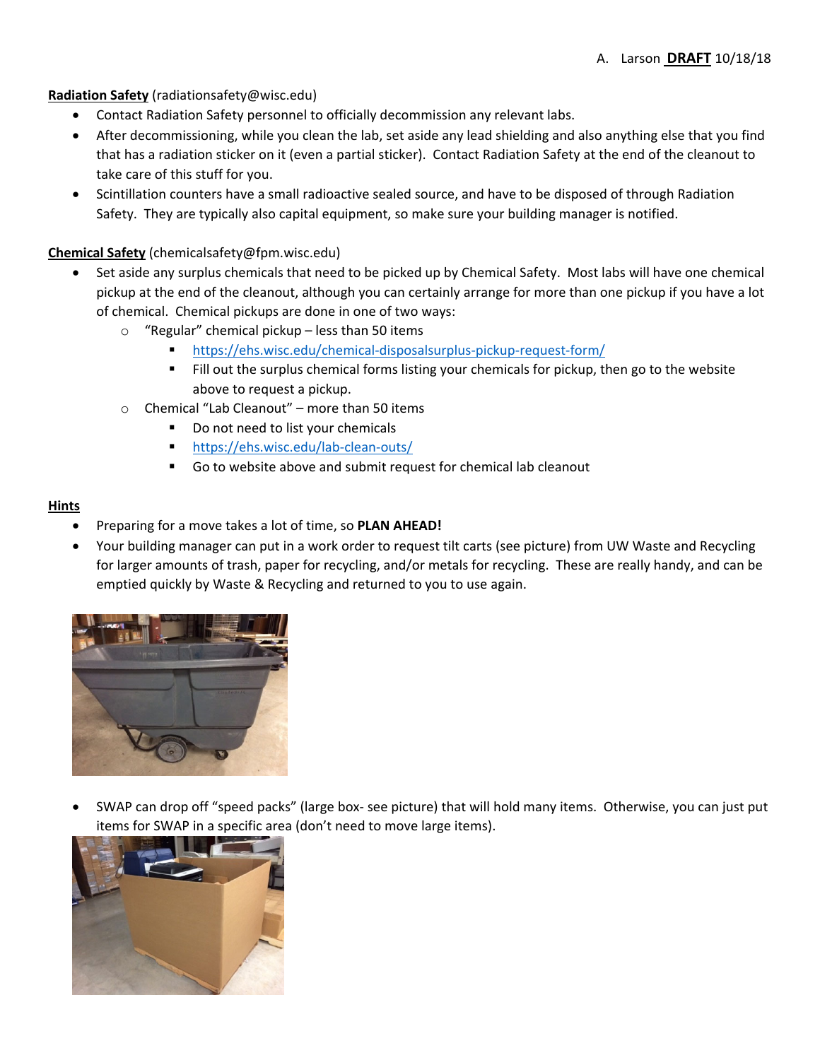**Radiation Safety** (radiationsafety@wisc.edu)

- Contact Radiation Safety personnel to officially decommission any relevant labs.
- After decommissioning, while you clean the lab, set aside any lead shielding and also anything else that you find that has a radiation sticker on it (even a partial sticker). Contact Radiation Safety at the end of the cleanout to take care of this stuff for you.
- Scintillation counters have a small radioactive sealed source, and have to be disposed of through Radiation Safety. They are typically also capital equipment, so make sure your building manager is notified.

**Chemical Safety** (chemicalsafety@fpm.wisc.edu)

- Set aside any surplus chemicals that need to be picked up by Chemical Safety. Most labs will have one chemical pickup at the end of the cleanout, although you can certainly arrange for more than one pickup if you have a lot of chemical. Chemical pickups are done in one of two ways:
  - "Regular" chemical pickup – less than 50 items
    - https://ehs.wisc.edu/chemical-disposalsurplus-pickup-request-form/
    - Fill out the surplus chemical forms listing your chemicals for pickup, then go to the website above to request a pickup.
  - Chemical "Lab Cleanout" – more than 50 items
    - Do not need to list your chemicals
    - https://ehs.wisc.edu/lab-clean-outs/
    - Go to website above and submit request for chemical lab cleanout

**Hints**

- Preparing for a move takes a lot of time, so **PLAN AHEAD!**
- Your building manager can put in a work order to request tilt carts (see picture) from UW Waste and Recycling for larger amounts of trash, paper for recycling, and/or metals for recycling. These are really handy, and can be emptied quickly by Waste & Recycling and returned to you to use again.
- SWAP can drop off "speed packs" (large box- see picture) that will hold many items. Otherwise, you can just put items for SWAP in a specific area (don't need to move large items).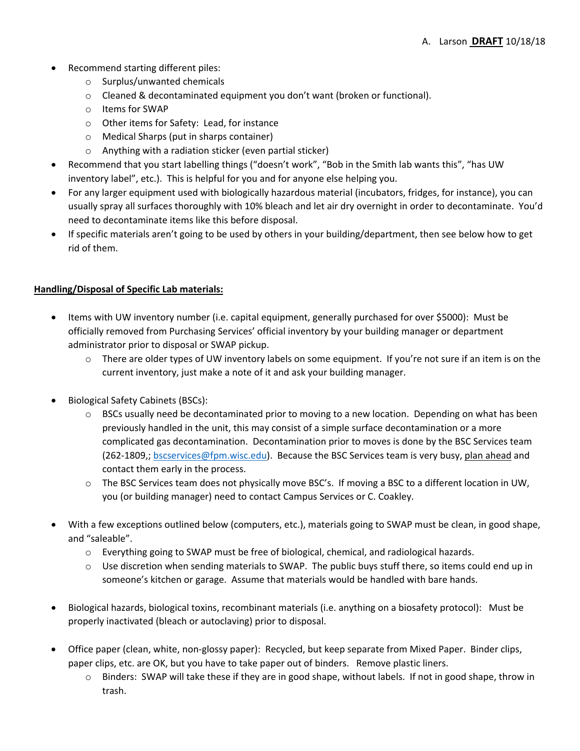- Recommend starting different piles:
  - Surplus/unwanted chemicals
  - Cleaned & decontaminated equipment you don't want (broken or functional).
  - Items for SWAP
  - Other items for Safety: Lead, for instance
  - Medical Sharps (put in sharps container)
  - Anything with a radiation sticker (even partial sticker)
- Recommend that you start labelling things ("doesn't work", "Bob in the Smith lab wants this", "has UW inventory label", etc.). This is helpful for you and for anyone else helping you.
- For any larger equipment used with biologically hazardous material (incubators, fridges, for instance), you can usually spray all surfaces thoroughly with 10% bleach and let air dry overnight in order to decontaminate. You'd need to decontaminate items like this before disposal.
- If specific materials aren't going to be used by others in your building/department, then see below how to get rid of them.

**Handling/Disposal of Specific Lab materials:**

- Items with UW inventory number (i.e. capital equipment, generally purchased for over $5000): Must be officially removed from Purchasing Services' official inventory by your building manager or department administrator prior to disposal or SWAP pickup.
  - There are older types of UW inventory labels on some equipment. If you're not sure if an item is on the current inventory, just make a note of it and ask your building manager.

- Biological Safety Cabinets (BSCs):
  - BSCs usually need be decontaminated prior to moving to a new location. Depending on what has been previously handled in the unit, this may consist of a simple surface decontamination or a more complicated gas decontamination. Decontamination prior to moves is done by the BSC Services team (262-1809,; bscservices@fpm.wisc.edu). Because the BSC Services team is very busy, plan ahead and contact them early in the process.
  - The BSC Services team does not physically move BSC's. If moving a BSC to a different location in UW, you (or building manager) need to contact Campus Services or C. Coakley.

- With a few exceptions outlined below (computers, etc.), materials going to SWAP must be clean, in good shape, and "saleable".
  - Everything going to SWAP must be free of biological, chemical, and radiological hazards.
  - Use discretion when sending materials to SWAP. The public buys stuff there, so items could end up in someone's kitchen or garage. Assume that materials would be handled with bare hands.

- Biological hazards, biological toxins, recombinant materials (i.e. anything on a biosafety protocol): Must be properly inactivated (bleach or autoclaving) prior to disposal.

- Office paper (clean, white, non-glossy paper): Recycled, but keep separate from Mixed Paper. Binder clips, paper clips, etc. are OK, but you have to take paper out of binders. Remove plastic liners.
  - Binders: SWAP will take these if they are in good shape, without labels. If not in good shape, throw in trash.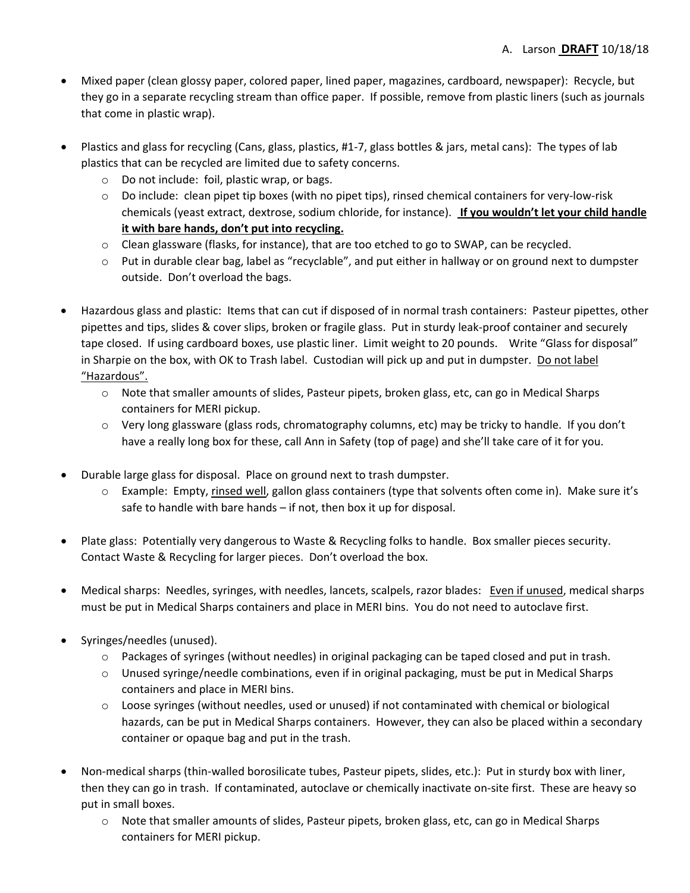- Mixed paper (clean glossy paper, colored paper, lined paper, magazines, cardboard, newspaper): Recycle, but they go in a separate recycling stream than office paper. If possible, remove from plastic liners (such as journals that come in plastic wrap).

- Plastics and glass for recycling (Cans, glass, plastics, #1-7, glass bottles & jars, metal cans): The types of lab plastics that can be recycled are limited due to safety concerns.
  - Do not include: foil, plastic wrap, or bags.
  - Do include: clean pipet tip boxes (with no pipet tips), rinsed chemical containers for very-low-risk chemicals (yeast extract, dextrose, sodium chloride, for instance). **<u>If you wouldn't let your child handle it with bare hands, don't put into recycling.</u>**
  - Clean glassware (flasks, for instance), that are too etched to go to SWAP, can be recycled.
  - Put in durable clear bag, label as "recyclable", and put either in hallway or on ground next to dumpster outside. Don't overload the bags.

- Hazardous glass and plastic: Items that can cut if disposed of in normal trash containers: Pasteur pipettes, other pipettes and tips, slides & cover slips, broken or fragile glass. Put in sturdy leak-proof container and securely tape closed. If using cardboard boxes, use plastic liner. Limit weight to 20 pounds. Write "Glass for disposal" in Sharpie on the box, with OK to Trash label. Custodian will pick up and put in dumpster. <u>Do not label "Hazardous".</u>
  - Note that smaller amounts of slides, Pasteur pipets, broken glass, etc, can go in Medical Sharps containers for MERI pickup.
  - Very long glassware (glass rods, chromatography columns, etc) may be tricky to handle. If you don't have a really long box for these, call Ann in Safety (top of page) and she'll take care of it for you.

- Durable large glass for disposal. Place on ground next to trash dumpster.
  - Example: Empty, <u>rinsed well</u>, gallon glass containers (type that solvents often come in). Make sure it's safe to handle with bare hands – if not, then box it up for disposal.

- Plate glass: Potentially very dangerous to Waste & Recycling folks to handle. Box smaller pieces security. Contact Waste & Recycling for larger pieces. Don't overload the box.

- Medical sharps: Needles, syringes, with needles, lancets, scalpels, razor blades: <u>Even if unused</u>, medical sharps must be put in Medical Sharps containers and place in MERI bins. You do not need to autoclave first.

- Syringes/needles (unused).
  - Packages of syringes (without needles) in original packaging can be taped closed and put in trash.
  - Unused syringe/needle combinations, even if in original packaging, must be put in Medical Sharps containers and place in MERI bins.
  - Loose syringes (without needles, used or unused) if not contaminated with chemical or biological hazards, can be put in Medical Sharps containers. However, they can also be placed within a secondary container or opaque bag and put in the trash.

- Non-medical sharps (thin-walled borosilicate tubes, Pasteur pipets, slides, etc.): Put in sturdy box with liner, then they can go in trash. If contaminated, autoclave or chemically inactivate on-site first. These are heavy so put in small boxes.
  - Note that smaller amounts of slides, Pasteur pipets, broken glass, etc, can go in Medical Sharps containers for MERI pickup.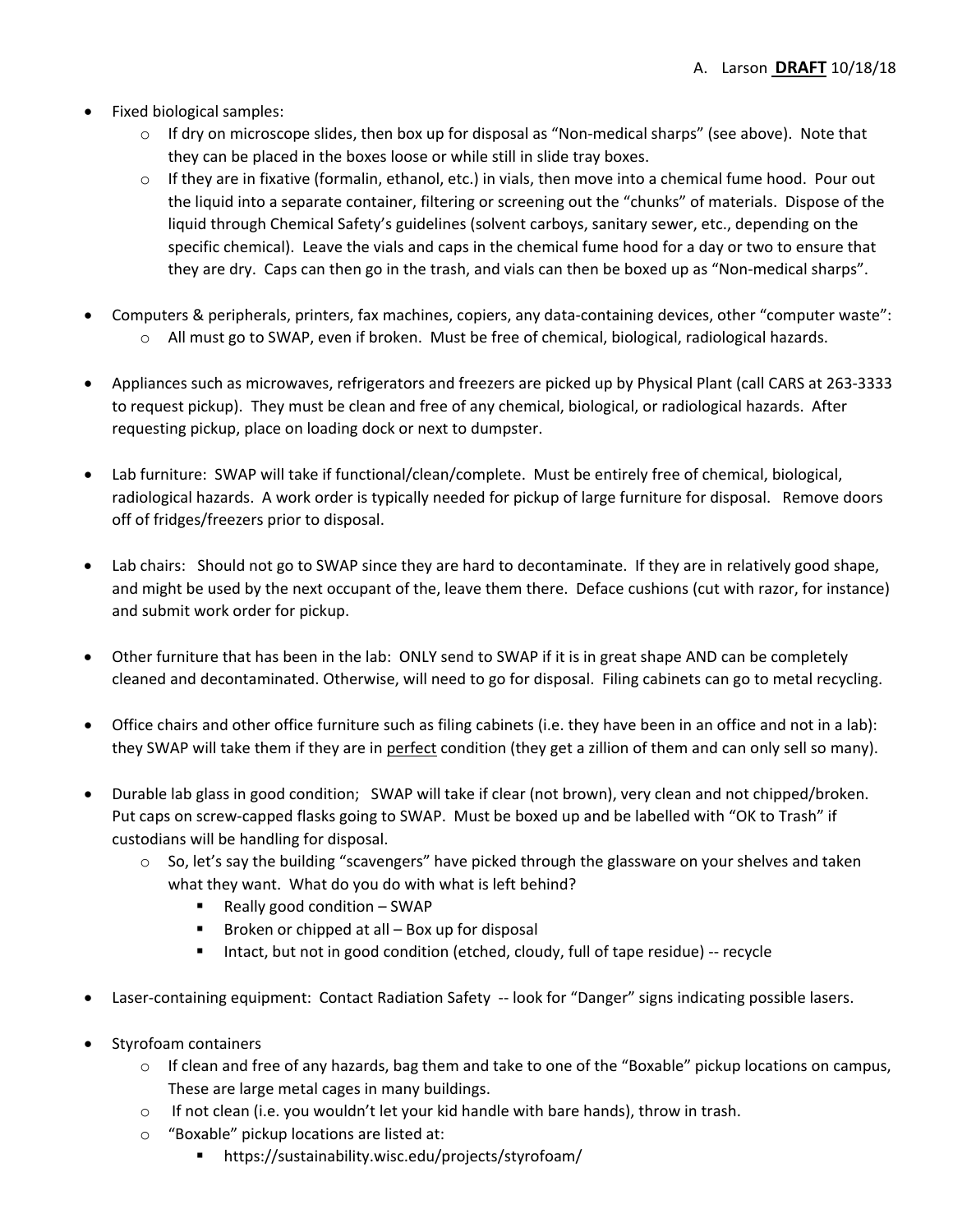- Fixed biological samples:
  - If dry on microscope slides, then box up for disposal as "Non-medical sharps" (see above). Note that they can be placed in the boxes loose or while still in slide tray boxes.
  - If they are in fixative (formalin, ethanol, etc.) in vials, then move into a chemical fume hood. Pour out the liquid into a separate container, filtering or screening out the "chunks" of materials. Dispose of the liquid through Chemical Safety's guidelines (solvent carboys, sanitary sewer, etc., depending on the specific chemical). Leave the vials and caps in the chemical fume hood for a day or two to ensure that they are dry. Caps can then go in the trash, and vials can then be boxed up as "Non-medical sharps".

- Computers & peripherals, printers, fax machines, copiers, any data-containing devices, other "computer waste":
  - All must go to SWAP, even if broken. Must be free of chemical, biological, radiological hazards.

- Appliances such as microwaves, refrigerators and freezers are picked up by Physical Plant (call CARS at 263-3333 to request pickup). They must be clean and free of any chemical, biological, or radiological hazards. After requesting pickup, place on loading dock or next to dumpster.

- Lab furniture: SWAP will take if functional/clean/complete. Must be entirely free of chemical, biological, radiological hazards. A work order is typically needed for pickup of large furniture for disposal. Remove doors off of fridges/freezers prior to disposal.

- Lab chairs: Should not go to SWAP since they are hard to decontaminate. If they are in relatively good shape, and might be used by the next occupant of the, leave them there. Deface cushions (cut with razor, for instance) and submit work order for pickup.

- Other furniture that has been in the lab: ONLY send to SWAP if it is in great shape AND can be completely cleaned and decontaminated. Otherwise, will need to go for disposal. Filing cabinets can go to metal recycling.

- Office chairs and other office furniture such as filing cabinets (i.e. they have been in an office and not in a lab): they SWAP will take them if they are in <u>perfect</u> condition (they get a zillion of them and can only sell so many).

- Durable lab glass in good condition; SWAP will take if clear (not brown), very clean and not chipped/broken. Put caps on screw-capped flasks going to SWAP. Must be boxed up and be labelled with "OK to Trash" if custodians will be handling for disposal.
  - So, let's say the building "scavengers" have picked through the glassware on your shelves and taken what they want. What do you do with what is left behind?
    - Really good condition – SWAP
    - Broken or chipped at all – Box up for disposal
    - Intact, but not in good condition (etched, cloudy, full of tape residue) -- recycle

- Laser-containing equipment: Contact Radiation Safety -- look for "Danger" signs indicating possible lasers.

- Styrofoam containers
  - If clean and free of any hazards, bag them and take to one of the "Boxable" pickup locations on campus, These are large metal cages in many buildings.
  - If not clean (i.e. you wouldn't let your kid handle with bare hands), throw in trash.
  - "Boxable" pickup locations are listed at:
    - https://sustainability.wisc.edu/projects/styrofoam/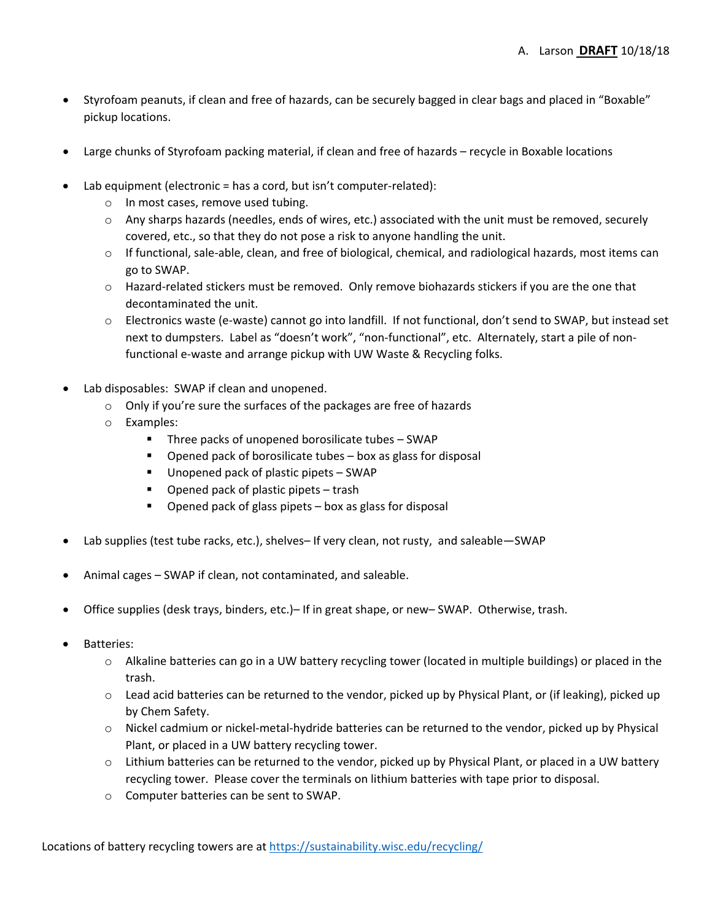- Styrofoam peanuts, if clean and free of hazards, can be securely bagged in clear bags and placed in "Boxable" pickup locations.

- Large chunks of Styrofoam packing material, if clean and free of hazards – recycle in Boxable locations

- Lab equipment (electronic = has a cord, but isn't computer-related):
  - In most cases, remove used tubing.
  - Any sharps hazards (needles, ends of wires, etc.) associated with the unit must be removed, securely covered, etc., so that they do not pose a risk to anyone handling the unit.
  - If functional, sale-able, clean, and free of biological, chemical, and radiological hazards, most items can go to SWAP.
  - Hazard-related stickers must be removed. Only remove biohazards stickers if you are the one that decontaminated the unit.
  - Electronics waste (e-waste) cannot go into landfill. If not functional, don't send to SWAP, but instead set next to dumpsters. Label as "doesn't work", "non-functional", etc. Alternately, start a pile of non-functional e-waste and arrange pickup with UW Waste & Recycling folks.

- Lab disposables: SWAP if clean and unopened.
  - Only if you're sure the surfaces of the packages are free of hazards
  - Examples:
    - Three packs of unopened borosilicate tubes – SWAP
    - Opened pack of borosilicate tubes – box as glass for disposal
    - Unopened pack of plastic pipets – SWAP
    - Opened pack of plastic pipets – trash
    - Opened pack of glass pipets – box as glass for disposal

- Lab supplies (test tube racks, etc.), shelves– If very clean, not rusty, and saleable—SWAP

- Animal cages – SWAP if clean, not contaminated, and saleable.

- Office supplies (desk trays, binders, etc.)– If in great shape, or new– SWAP. Otherwise, trash.

- Batteries:
  - Alkaline batteries can go in a UW battery recycling tower (located in multiple buildings) or placed in the trash.
  - Lead acid batteries can be returned to the vendor, picked up by Physical Plant, or (if leaking), picked up by Chem Safety.
  - Nickel cadmium or nickel-metal-hydride batteries can be returned to the vendor, picked up by Physical Plant, or placed in a UW battery recycling tower.
  - Lithium batteries can be returned to the vendor, picked up by Physical Plant, or placed in a UW battery recycling tower. Please cover the terminals on lithium batteries with tape prior to disposal.
  - Computer batteries can be sent to SWAP.

Locations of battery recycling towers are at https://sustainability.wisc.edu/recycling/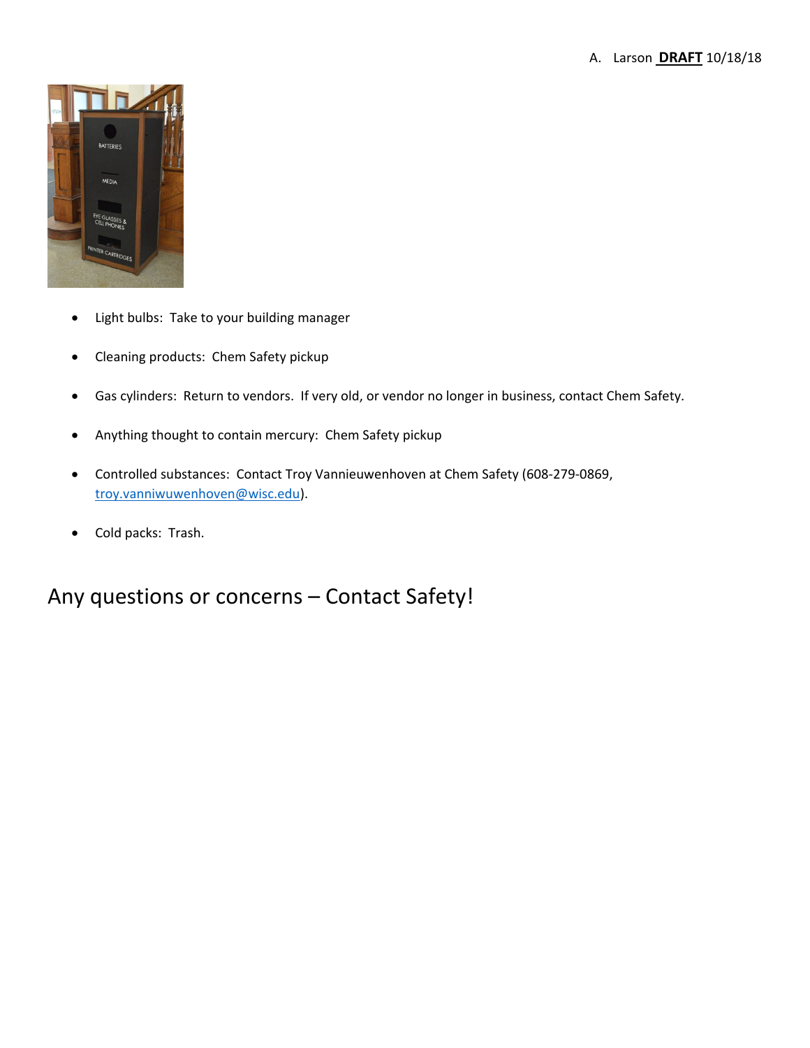- Light bulbs: Take to your building manager
- Cleaning products: Chem Safety pickup
- Gas cylinders: Return to vendors. If very old, or vendor no longer in business, contact Chem Safety.
- Anything thought to contain mercury: Chem Safety pickup
- Controlled substances: Contact Troy Vannieuwenhoven at Chem Safety (608-279-0869, troy.vanniwuwenhoven@wisc.edu).
- Cold packs: Trash.

# Any questions or concerns – Contact Safety!